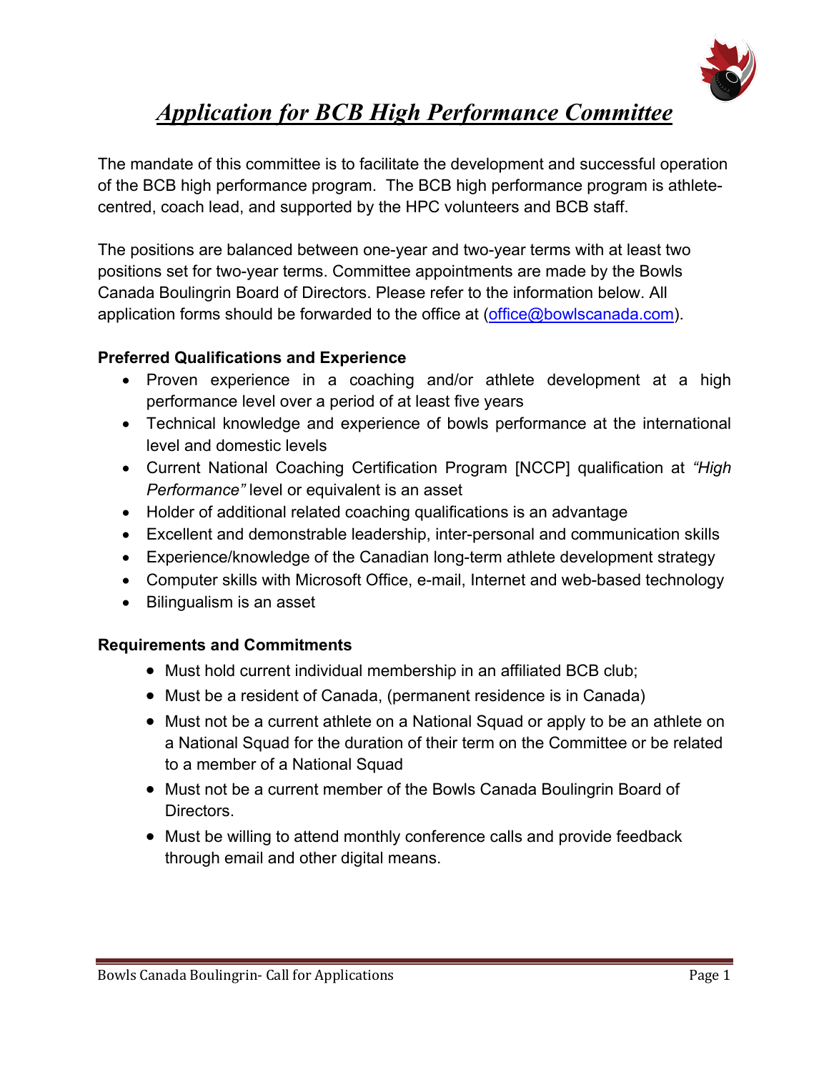# *Application for BCB High Performance Committee*

The mandate of this committee is to facilitate the development and successful operation of the BCB high performance program. The BCB high performance program is athlete-centred, coach lead, and supported by the HPC volunteers and BCB staff.

The positions are balanced between one-year and two-year terms with at least two positions set for two-year terms. Committee appointments are made by the Bowls Canada Boulingrin Board of Directors. Please refer to the information below. All application forms should be forwarded to the office at (office@bowlscanada.com).

**Preferred Qualifications and Experience**

- Proven experience in a coaching and/or athlete development at a high performance level over a period of at least five years
- Technical knowledge and experience of bowls performance at the international level and domestic levels
- Current National Coaching Certification Program [NCCP] qualification at *"High Performance"* level or equivalent is an asset
- Holder of additional related coaching qualifications is an advantage
- Excellent and demonstrable leadership, inter-personal and communication skills
- Experience/knowledge of the Canadian long-term athlete development strategy
- Computer skills with Microsoft Office, e-mail, Internet and web-based technology
- Bilingualism is an asset

**Requirements and Commitments**

- Must hold current individual membership in an affiliated BCB club;
- Must be a resident of Canada, (permanent residence is in Canada)
- Must not be a current athlete on a National Squad or apply to be an athlete on a National Squad for the duration of their term on the Committee or be related to a member of a National Squad
- Must not be a current member of the Bowls Canada Boulingrin Board of Directors.
- Must be willing to attend monthly conference calls and provide feedback through email and other digital means.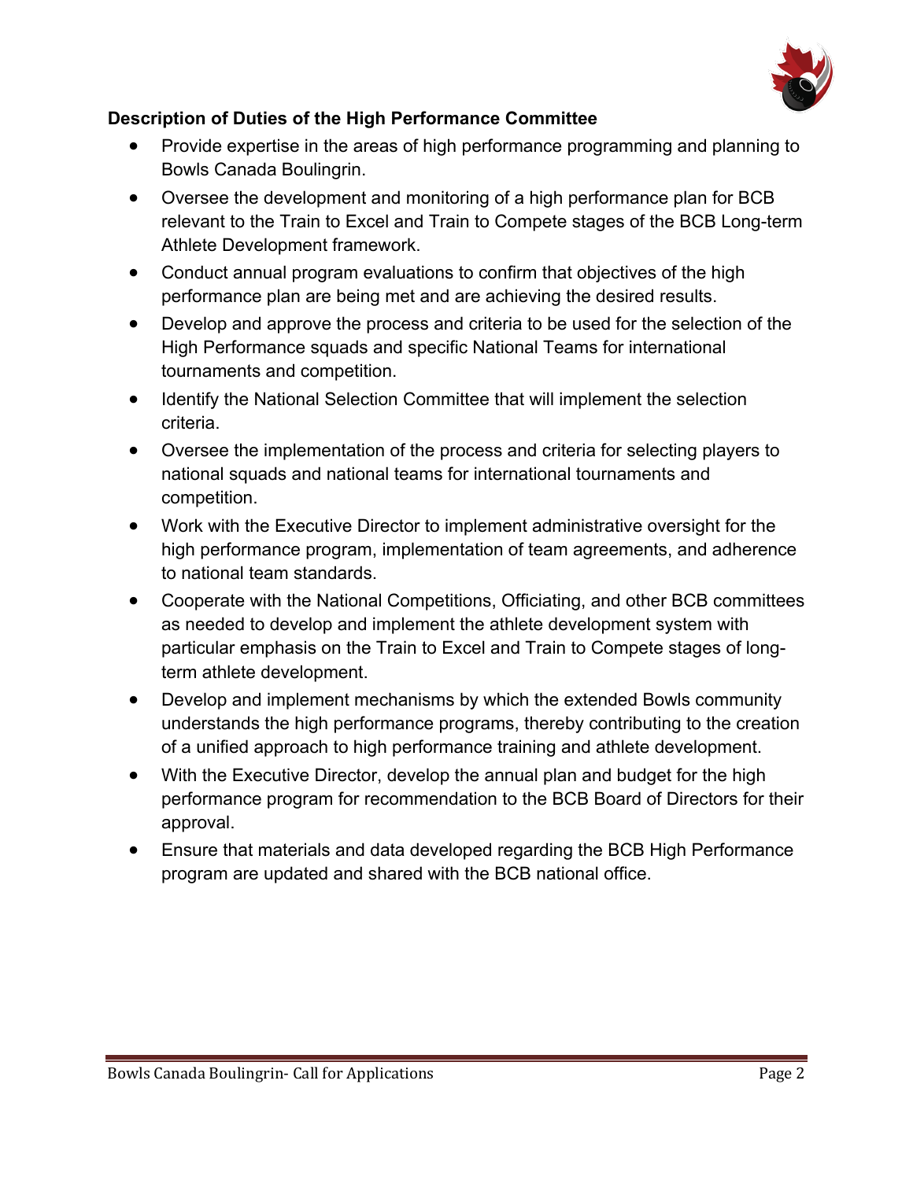**Description of Duties of the High Performance Committee**

- Provide expertise in the areas of high performance programming and planning to Bowls Canada Boulingrin.
- Oversee the development and monitoring of a high performance plan for BCB relevant to the Train to Excel and Train to Compete stages of the BCB Long-term Athlete Development framework.
- Conduct annual program evaluations to confirm that objectives of the high performance plan are being met and are achieving the desired results.
- Develop and approve the process and criteria to be used for the selection of the High Performance squads and specific National Teams for international tournaments and competition.
- Identify the National Selection Committee that will implement the selection criteria.
- Oversee the implementation of the process and criteria for selecting players to national squads and national teams for international tournaments and competition.
- Work with the Executive Director to implement administrative oversight for the high performance program, implementation of team agreements, and adherence to national team standards.
- Cooperate with the National Competitions, Officiating, and other BCB committees as needed to develop and implement the athlete development system with particular emphasis on the Train to Excel and Train to Compete stages of long-term athlete development.
- Develop and implement mechanisms by which the extended Bowls community understands the high performance programs, thereby contributing to the creation of a unified approach to high performance training and athlete development.
- With the Executive Director, develop the annual plan and budget for the high performance program for recommendation to the BCB Board of Directors for their approval.
- Ensure that materials and data developed regarding the BCB High Performance program are updated and shared with the BCB national office.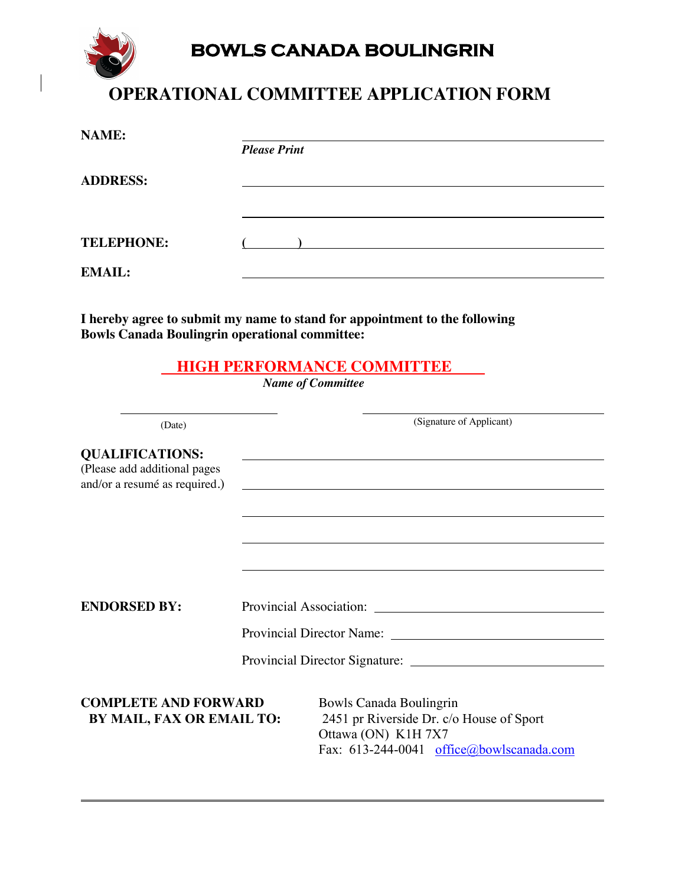**BOWLS CANADA BOULINGRIN**

# OPERATIONAL COMMITTEE APPLICATION FORM

**NAME:** ______________________________
*Please Print*

**ADDRESS:** ______________________________
______________________________

**TELEPHONE:** (        ) ______________________________

**EMAIL:** ______________________________

**I hereby agree to submit my name to stand for appointment to the following Bowls Canada Boulingrin operational committee:**

**HIGH PERFORMANCE COMMITTEE**
*Name of Committee*

______________________ (Date)    ______________________ (Signature of Applicant)

**QUALIFICATIONS:**
(Please add additional pages and/or a resumé as required.)

______________________________
______________________________
______________________________
______________________________
______________________________

**ENDORSED BY:**

Provincial Association: ______________________________

Provincial Director Name: ______________________________

Provincial Director Signature: ______________________________

**COMPLETE AND FORWARD BY MAIL, FAX OR EMAIL TO:**

Bowls Canada Boulingrin
2451 pr Riverside Dr. c/o House of Sport
Ottawa (ON) K1H 7X7
Fax: 613-244-0041 office@bowlscanada.com